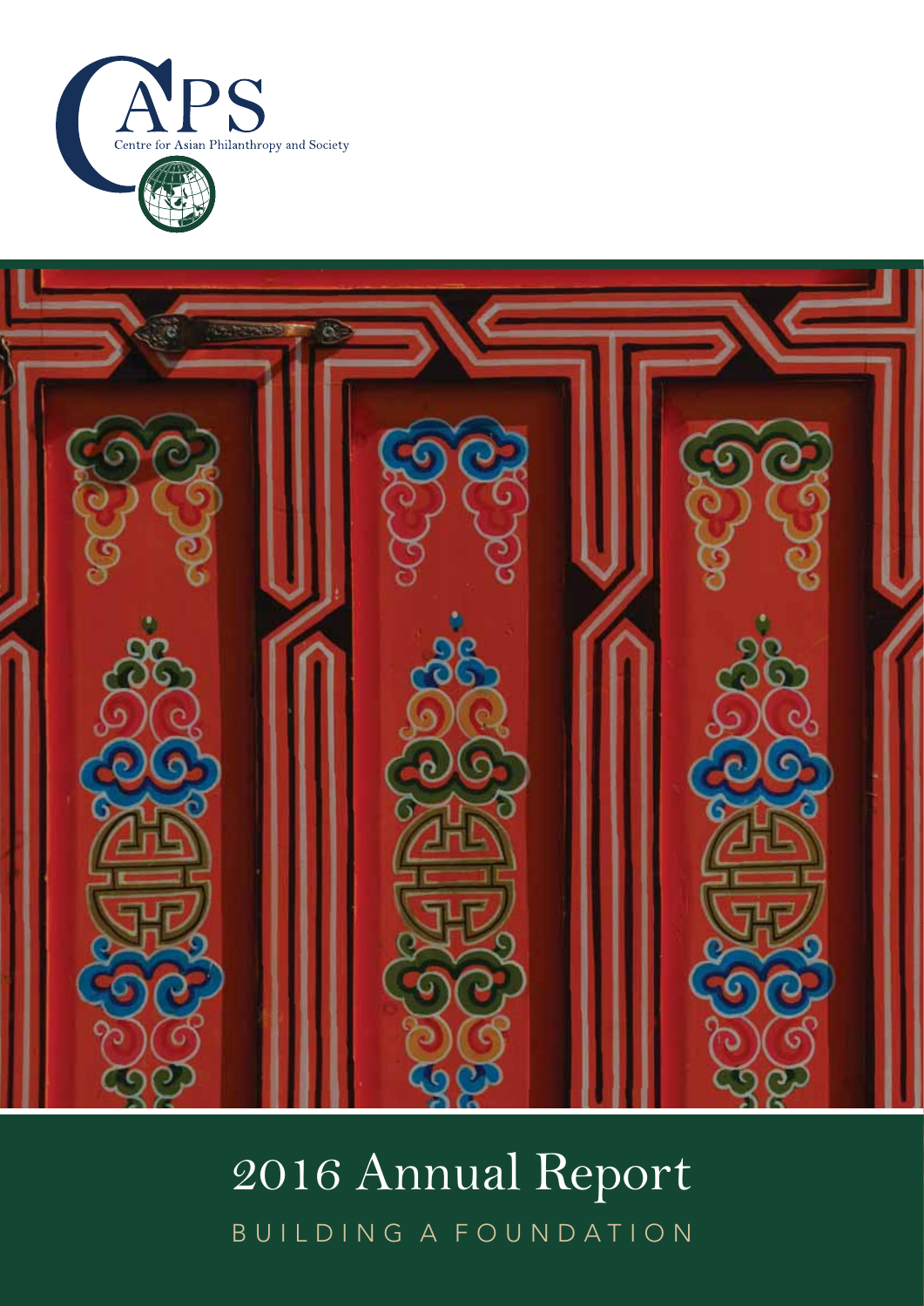CAPS

Centre for Asian Philanthropy and Society

# 2016 Annual Report

BUILDING A FOUNDATION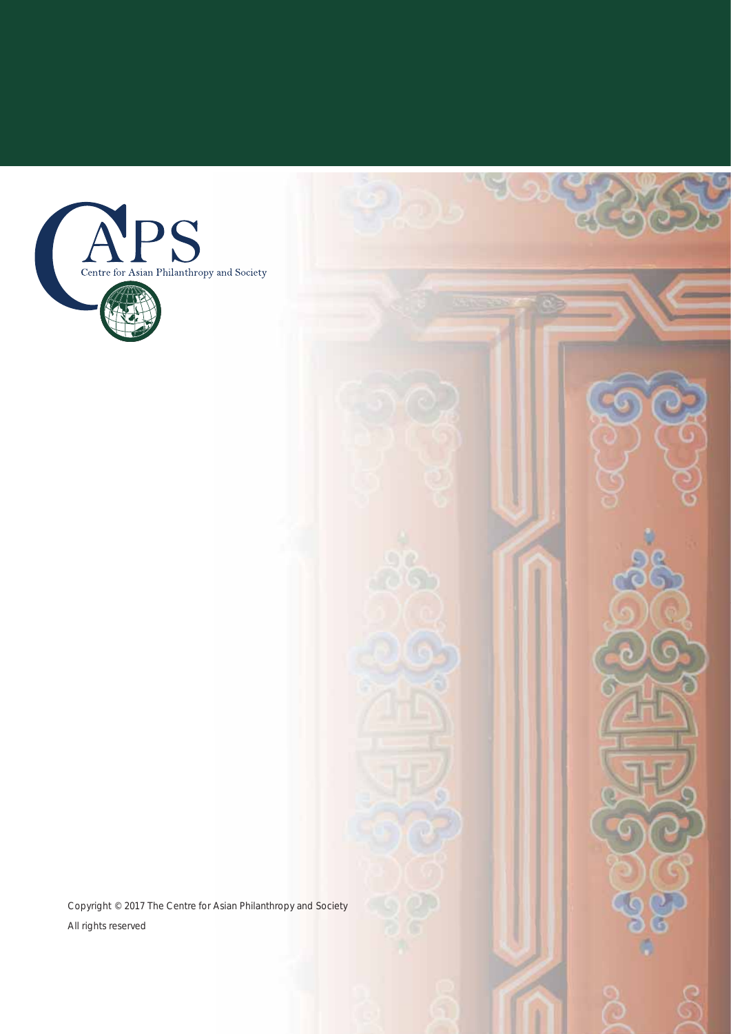CAPS

Centre for Asian Philanthropy and Society

Copyright © 2017 The Centre for Asian Philanthropy and Society

All rights reserved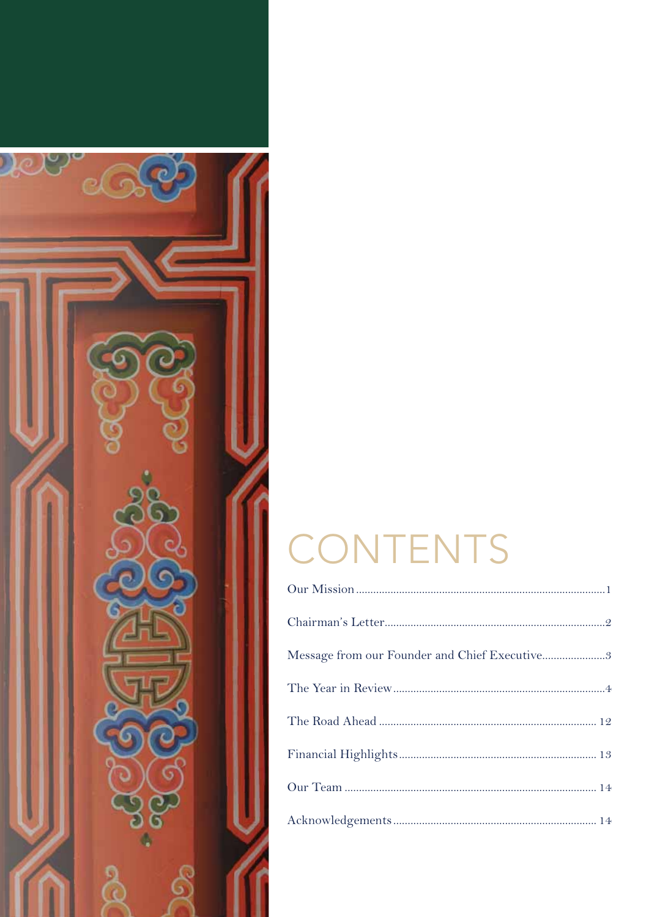# CONTENTS

| | |
|---|---|
| Our Mission | 1 |
| Chairman's Letter | 2 |
| Message from our Founder and Chief Executive | 3 |
| The Year in Review | 4 |
| The Road Ahead | 12 |
| Financial Highlights | 13 |
| Our Team | 14 |
| Acknowledgements | 14 |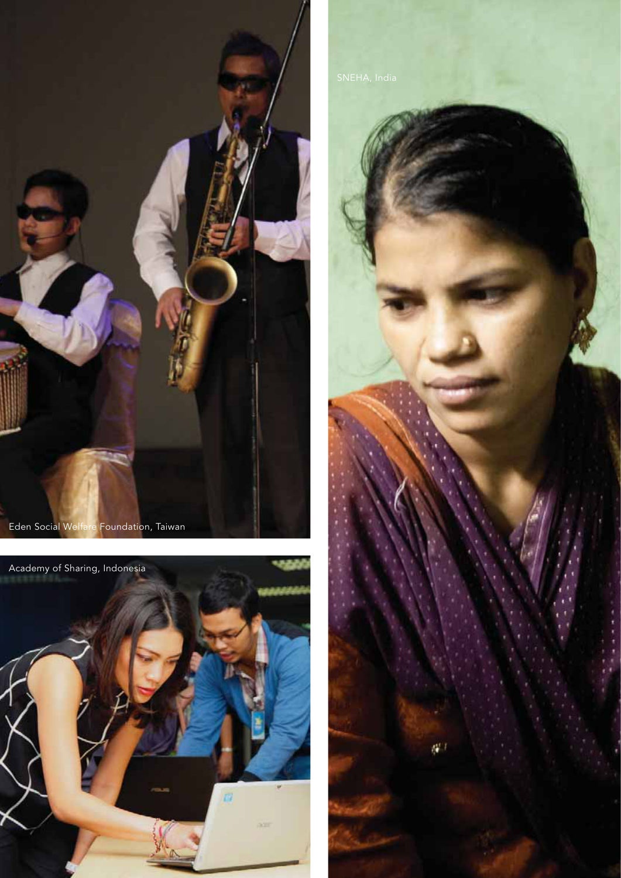Eden Social Welfare Foundation, Taiwan

Academy of Sharing, Indonesia

SNEHA, India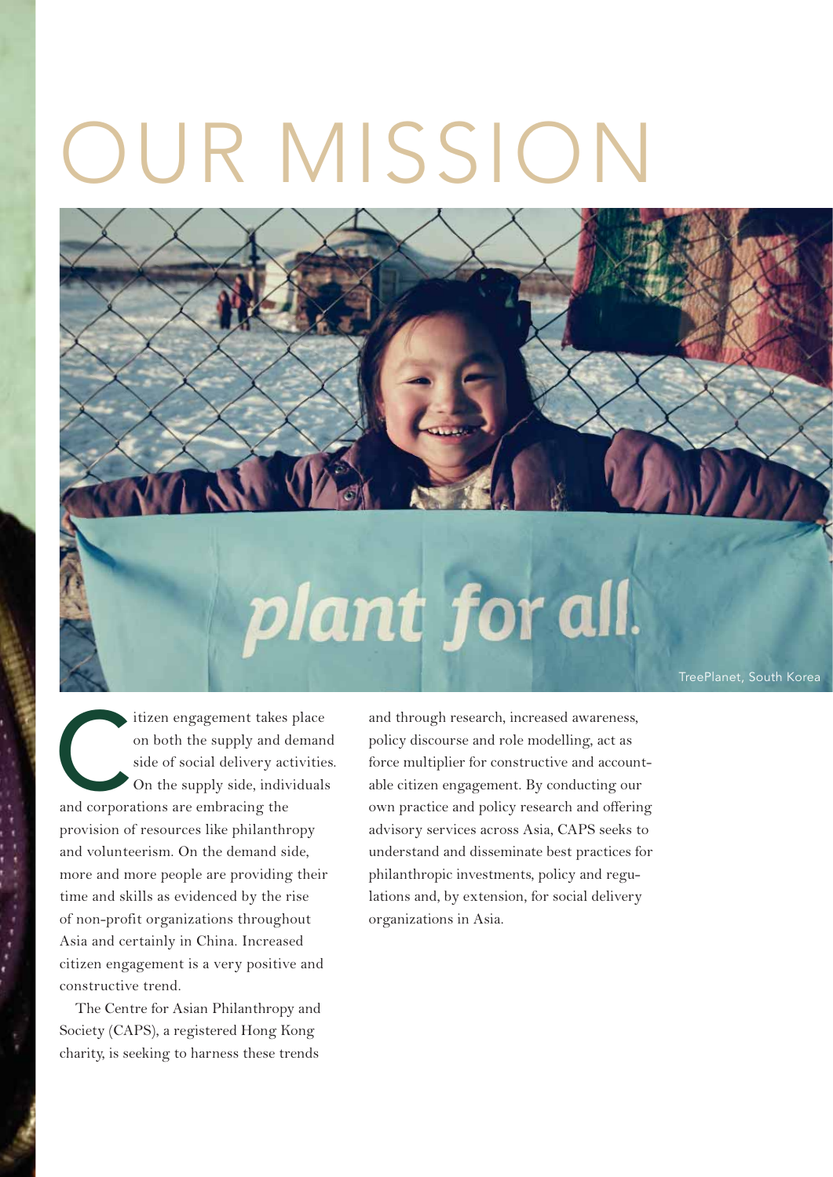# OUR MISSION

TreePlanet, South Korea

Citizen engagement takes place on both the supply and demand side of social delivery activities. On the supply side, individuals and corporations are embracing the provision of resources like philanthropy and volunteerism. On the demand side, more and more people are providing their time and skills as evidenced by the rise of non-profit organizations throughout Asia and certainly in China. Increased citizen engagement is a very positive and constructive trend.

The Centre for Asian Philanthropy and Society (CAPS), a registered Hong Kong charity, is seeking to harness these trends and through research, increased awareness, policy discourse and role modelling, act as force multiplier for constructive and accountable citizen engagement. By conducting our own practice and policy research and offering advisory services across Asia, CAPS seeks to understand and disseminate best practices for philanthropic investments, policy and regulations and, by extension, for social delivery organizations in Asia.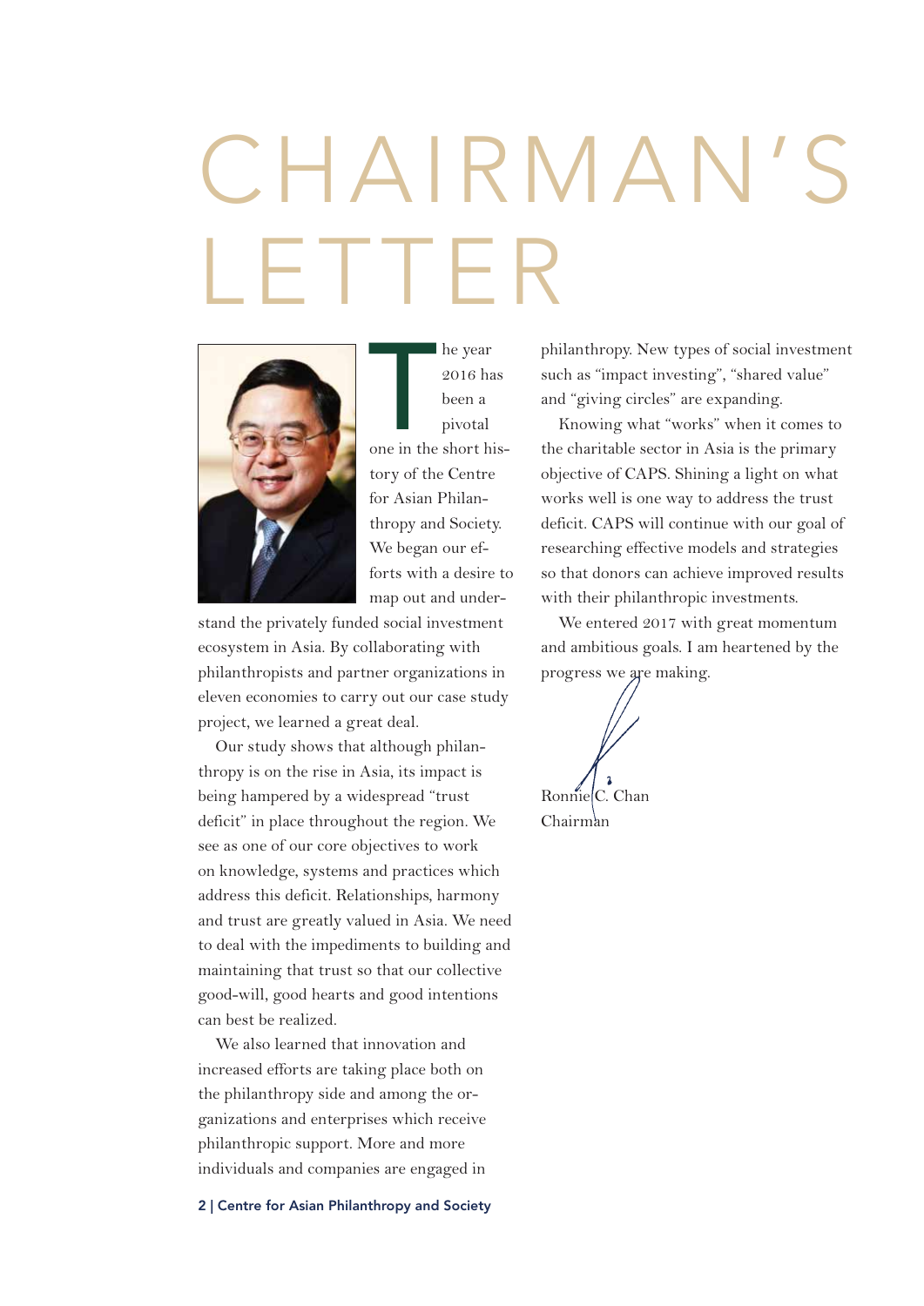# CHAIRMAN'S LETTER

The year 2016 has been a pivotal one in the short history of the Centre for Asian Philanthropy and Society. We began our efforts with a desire to map out and understand the privately funded social investment ecosystem in Asia. By collaborating with philanthropists and partner organizations in eleven economies to carry out our case study project, we learned a great deal.

Our study shows that although philanthropy is on the rise in Asia, its impact is being hampered by a widespread "trust deficit" in place throughout the region. We see as one of our core objectives to work on knowledge, systems and practices which address this deficit. Relationships, harmony and trust are greatly valued in Asia. We need to deal with the impediments to building and maintaining that trust so that our collective good-will, good hearts and good intentions can best be realized.

We also learned that innovation and increased efforts are taking place both on the philanthropy side and among the organizations and enterprises which receive philanthropic support. More and more individuals and companies are engaged in philanthropy. New types of social investment such as "impact investing", "shared value" and "giving circles" are expanding.

Knowing what "works" when it comes to the charitable sector in Asia is the primary objective of CAPS. Shining a light on what works well is one way to address the trust deficit. CAPS will continue with our goal of researching effective models and strategies so that donors can achieve improved results with their philanthropic investments.

We entered 2017 with great momentum and ambitious goals. I am heartened by the progress we are making.

Ronnie C. Chan
Chairman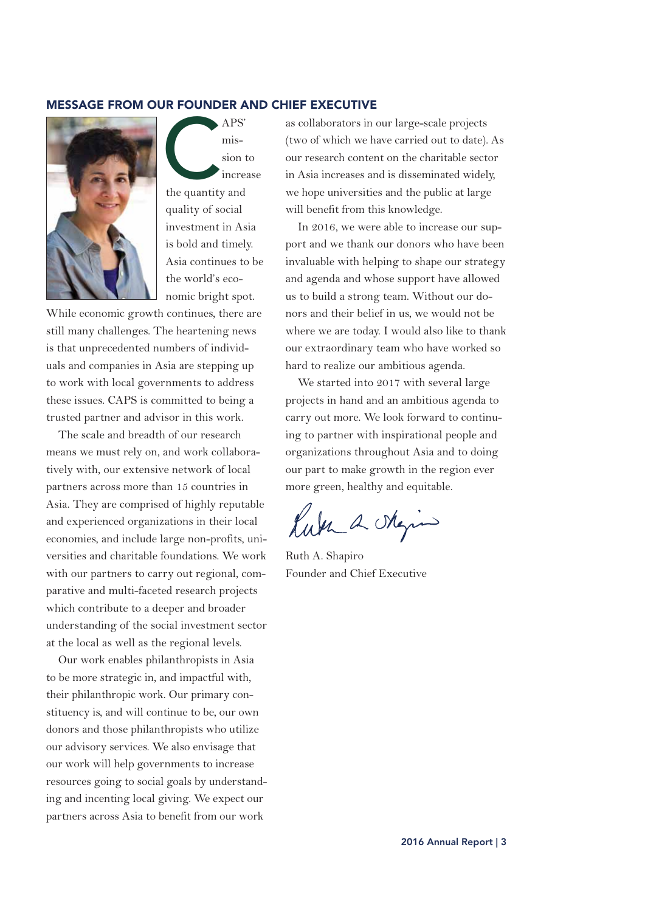## MESSAGE FROM OUR FOUNDER AND CHIEF EXECUTIVE

CAPS' mission to increase the quantity and quality of social investment in Asia is bold and timely. Asia continues to be the world's economic bright spot. While economic growth continues, there are still many challenges. The heartening news is that unprecedented numbers of individuals and companies in Asia are stepping up to work with local governments to address these issues. CAPS is committed to being a trusted partner and advisor in this work.

The scale and breadth of our research means we must rely on, and work collaboratively with, our extensive network of local partners across more than 15 countries in Asia. They are comprised of highly reputable and experienced organizations in their local economies, and include large non-profits, universities and charitable foundations. We work with our partners to carry out regional, comparative and multi-faceted research projects which contribute to a deeper and broader understanding of the social investment sector at the local as well as the regional levels.

Our work enables philanthropists in Asia to be more strategic in, and impactful with, their philanthropic work. Our primary constituency is, and will continue to be, our own donors and those philanthropists who utilize our advisory services. We also envisage that our work will help governments to increase resources going to social goals by understanding and incenting local giving. We expect our partners across Asia to benefit from our work as collaborators in our large-scale projects (two of which we have carried out to date). As our research content on the charitable sector in Asia increases and is disseminated widely, we hope universities and the public at large will benefit from this knowledge.

In 2016, we were able to increase our support and we thank our donors who have been invaluable with helping to shape our strategy and agenda and whose support have allowed us to build a strong team. Without our donors and their belief in us, we would not be where we are today. I would also like to thank our extraordinary team who have worked so hard to realize our ambitious agenda.

We started into 2017 with several large projects in hand and an ambitious agenda to carry out more. We look forward to continuing to partner with inspirational people and organizations throughout Asia and to doing our part to make growth in the region ever more green, healthy and equitable.

Ruth A. Shapiro
Founder and Chief Executive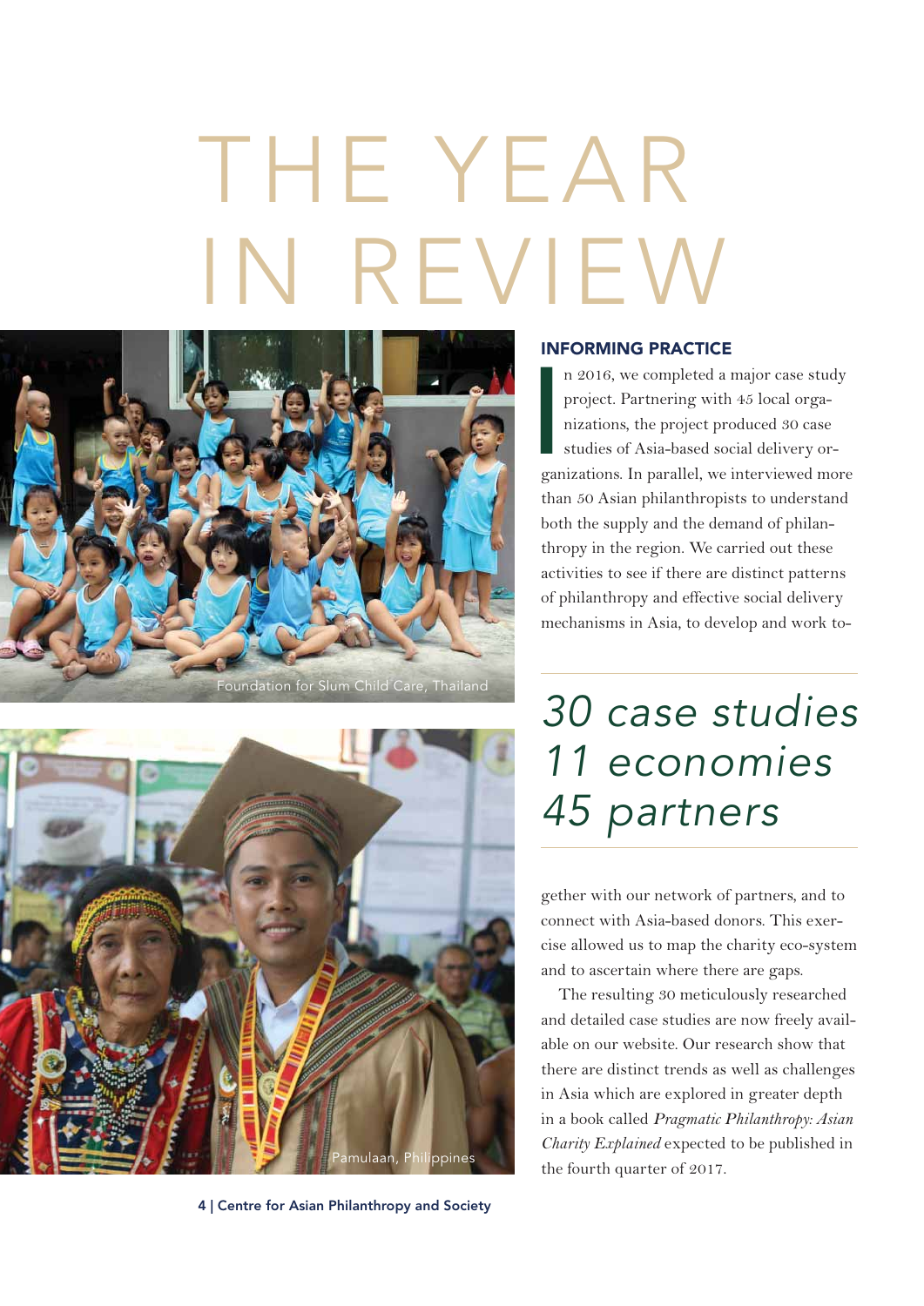# THE YEAR IN REVIEW

Foundation for Slum Child Care, Thailand

Pamulaan, Philippines

## INFORMING PRACTICE

In 2016, we completed a major case study project. Partnering with 45 local organizations, the project produced 30 case studies of Asia-based social delivery organizations. In parallel, we interviewed more than 50 Asian philanthropists to understand both the supply and the demand of philanthropy in the region. We carried out these activities to see if there are distinct patterns of philanthropy and effective social delivery mechanisms in Asia, to develop and work together with our network of partners, and to connect with Asia-based donors. This exercise allowed us to map the charity eco-system and to ascertain where there are gaps.

*30 case studies*
*11 economies*
*45 partners*

The resulting 30 meticulously researched and detailed case studies are now freely available on our website. Our research show that there are distinct trends as well as challenges in Asia which are explored in greater depth in a book called *Pragmatic Philanthropy: Asian Charity Explained* expected to be published in the fourth quarter of 2017.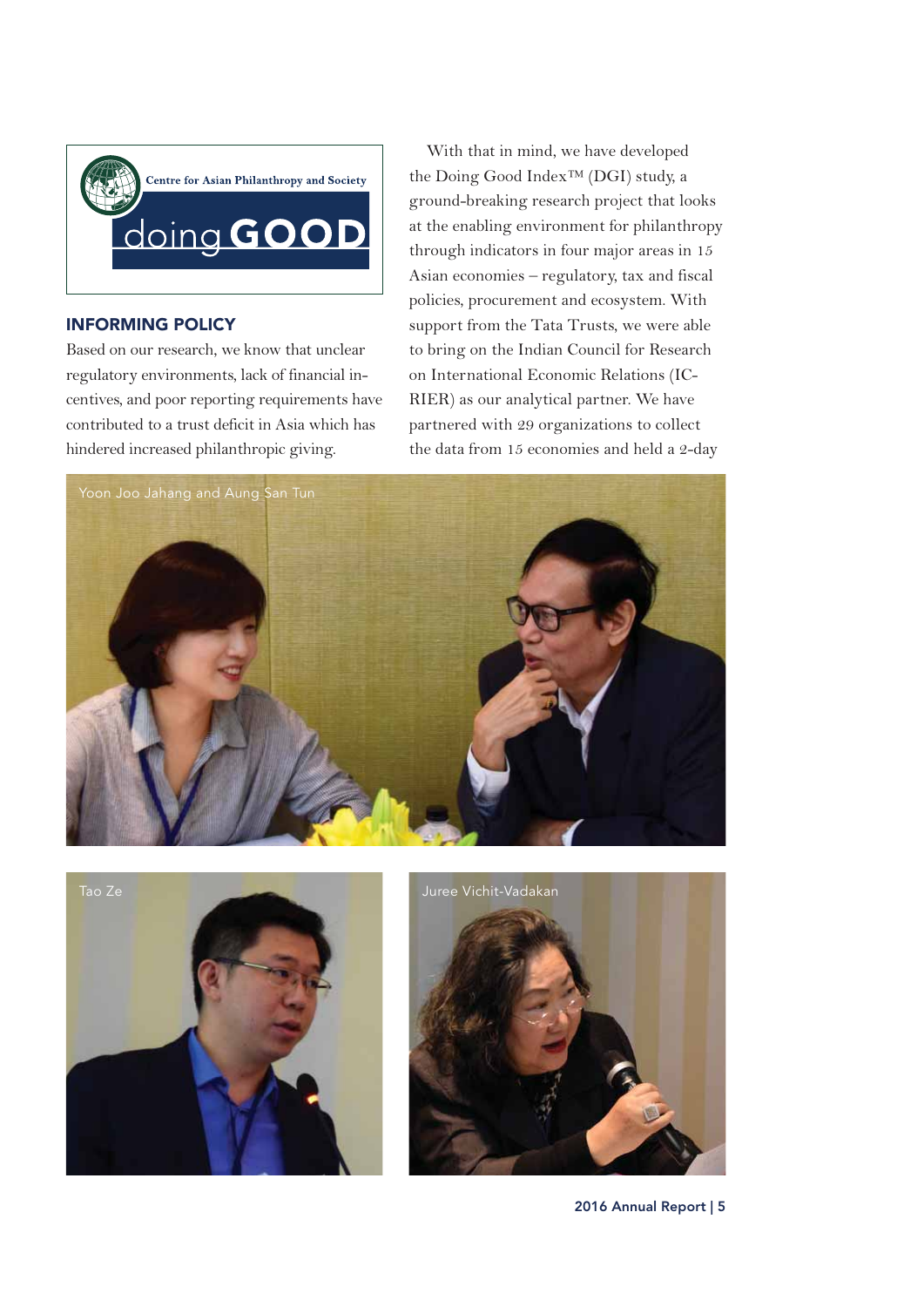## INFORMING POLICY

Based on our research, we know that unclear regulatory environments, lack of financial incentives, and poor reporting requirements have contributed to a trust deficit in Asia which has hindered increased philanthropic giving.

With that in mind, we have developed the Doing Good Index™ (DGI) study, a ground-breaking research project that looks at the enabling environment for philanthropy through indicators in four major areas in 15 Asian economies – regulatory, tax and fiscal policies, procurement and ecosystem. With support from the Tata Trusts, we were able to bring on the Indian Council for Research on International Economic Relations (ICRIER) as our analytical partner. We have partnered with 29 organizations to collect the data from 15 economies and held a 2-day

Yoon Joo Jahang and Aung San Tun

Tao Ze

Juree Vichit-Vadakan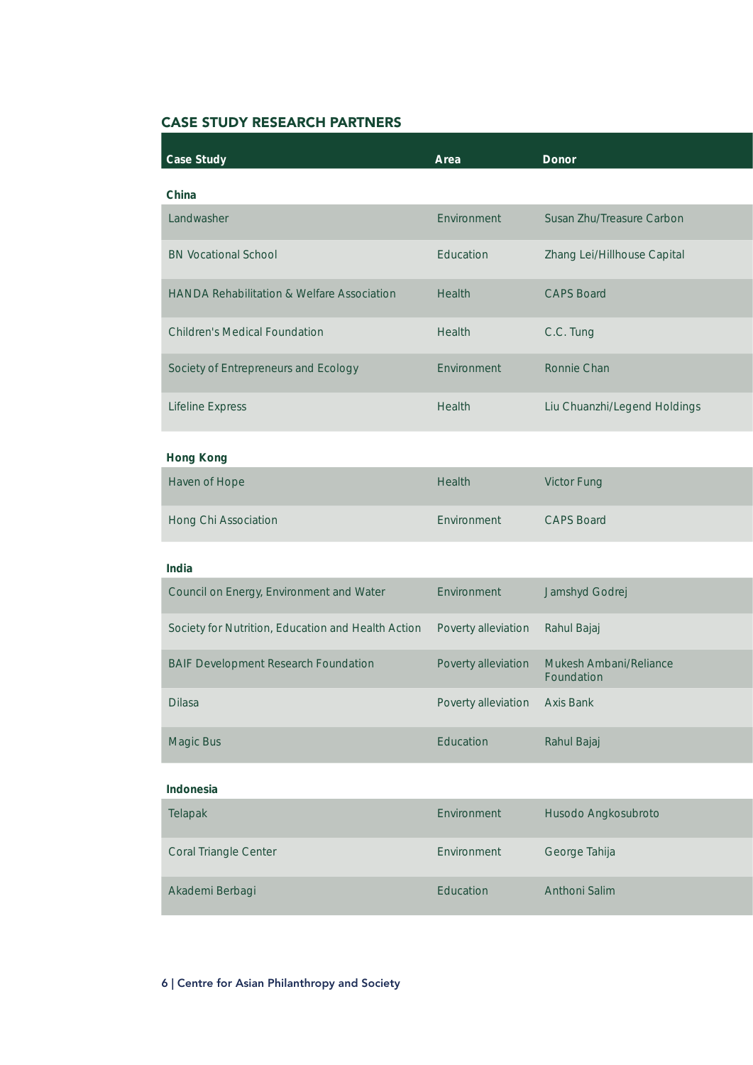## CASE STUDY RESEARCH PARTNERS

| Case Study | Area | Donor |
|---|---|---|
| **China** | | |
| Landwasher | Environment | Susan Zhu/Treasure Carbon |
| BN Vocational School | Education | Zhang Lei/Hillhouse Capital |
| HANDA Rehabilitation & Welfare Association | Health | CAPS Board |
| Children's Medical Foundation | Health | C.C. Tung |
| Society of Entrepreneurs and Ecology | Environment | Ronnie Chan |
| Lifeline Express | Health | Liu Chuanzhi/Legend Holdings |
| **Hong Kong** | | |
| Haven of Hope | Health | Victor Fung |
| Hong Chi Association | Environment | CAPS Board |
| **India** | | |
| Council on Energy, Environment and Water | Environment | Jamshyd Godrej |
| Society for Nutrition, Education and Health Action | Poverty alleviation | Rahul Bajaj |
| BAIF Development Research Foundation | Poverty alleviation | Mukesh Ambani/Reliance Foundation |
| Dilasa | Poverty alleviation | Axis Bank |
| Magic Bus | Education | Rahul Bajaj |
| **Indonesia** | | |
| Telapak | Environment | Husodo Angkosubroto |
| Coral Triangle Center | Environment | George Tahija |
| Akademi Berbagi | Education | Anthoni Salim |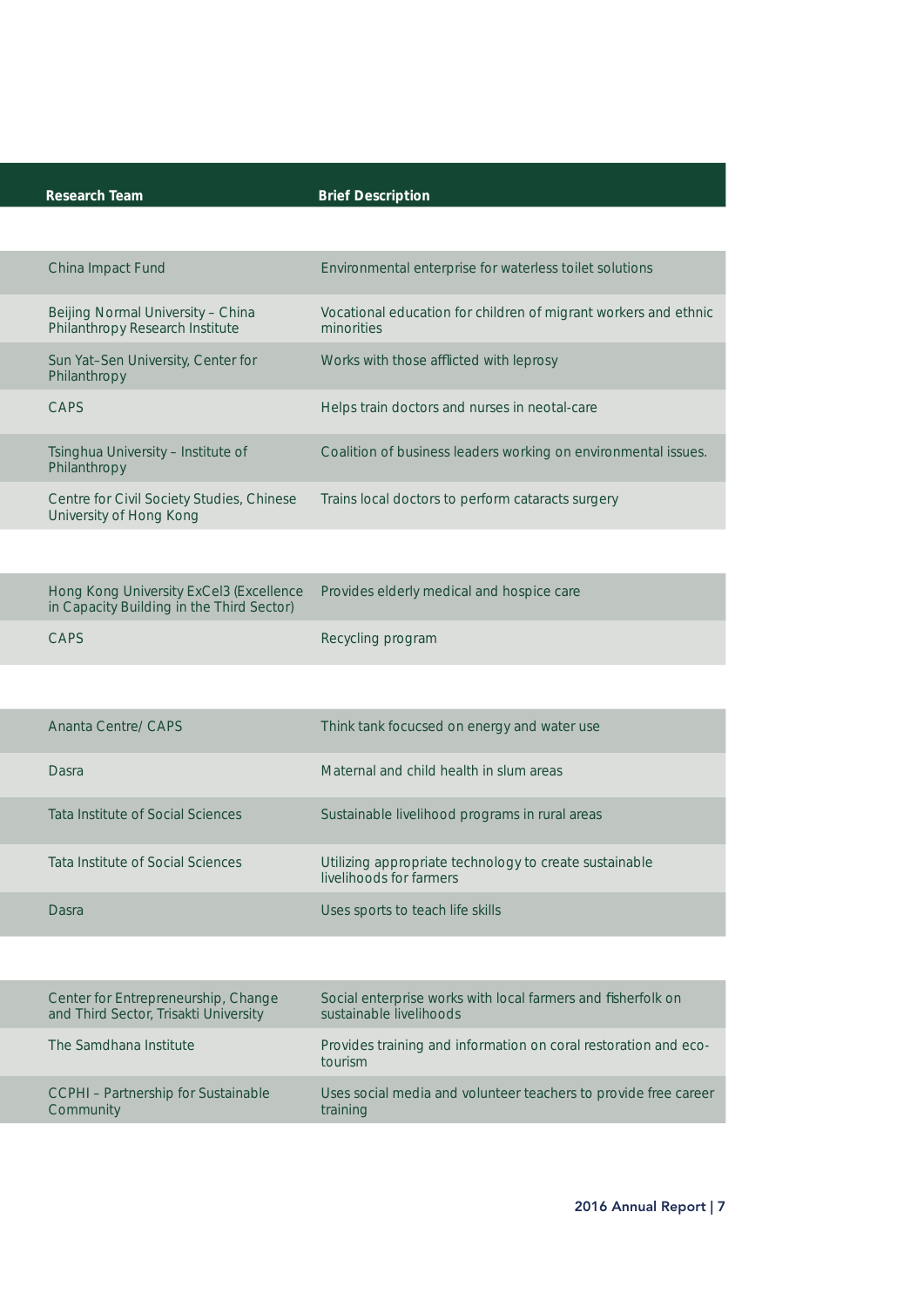| Research Team | Brief Description |
|---|---|
| China Impact Fund | Environmental enterprise for waterless toilet solutions |
| Beijing Normal University – China Philanthropy Research Institute | Vocational education for children of migrant workers and ethnic minorities |
| Sun Yat-Sen University, Center for Philanthropy | Works with those afflicted with leprosy |
| CAPS | Helps train doctors and nurses in neotal-care |
| Tsinghua University – Institute of Philanthropy | Coalition of business leaders working on environmental issues. |
| Centre for Civil Society Studies, Chinese University of Hong Kong | Trains local doctors to perform cataracts surgery |
| Hong Kong University ExCel3 (Excellence in Capacity Building in the Third Sector) | Provides elderly medical and hospice care |
| CAPS | Recycling program |
| Ananta Centre/ CAPS | Think tank focucsed on energy and water use |
| Dasra | Maternal and child health in slum areas |
| Tata Institute of Social Sciences | Sustainable livelihood programs in rural areas |
| Tata Institute of Social Sciences | Utilizing appropriate technology to create sustainable livelihoods for farmers |
| Dasra | Uses sports to teach life skills |
| Center for Entrepreneurship, Change and Third Sector, Trisakti University | Social enterprise works with local farmers and fisherfolk on sustainable livelihoods |
| The Samdhana Institute | Provides training and information on coral restoration and eco-tourism |
| CCPHI – Partnership for Sustainable Community | Uses social media and volunteer teachers to provide free career training |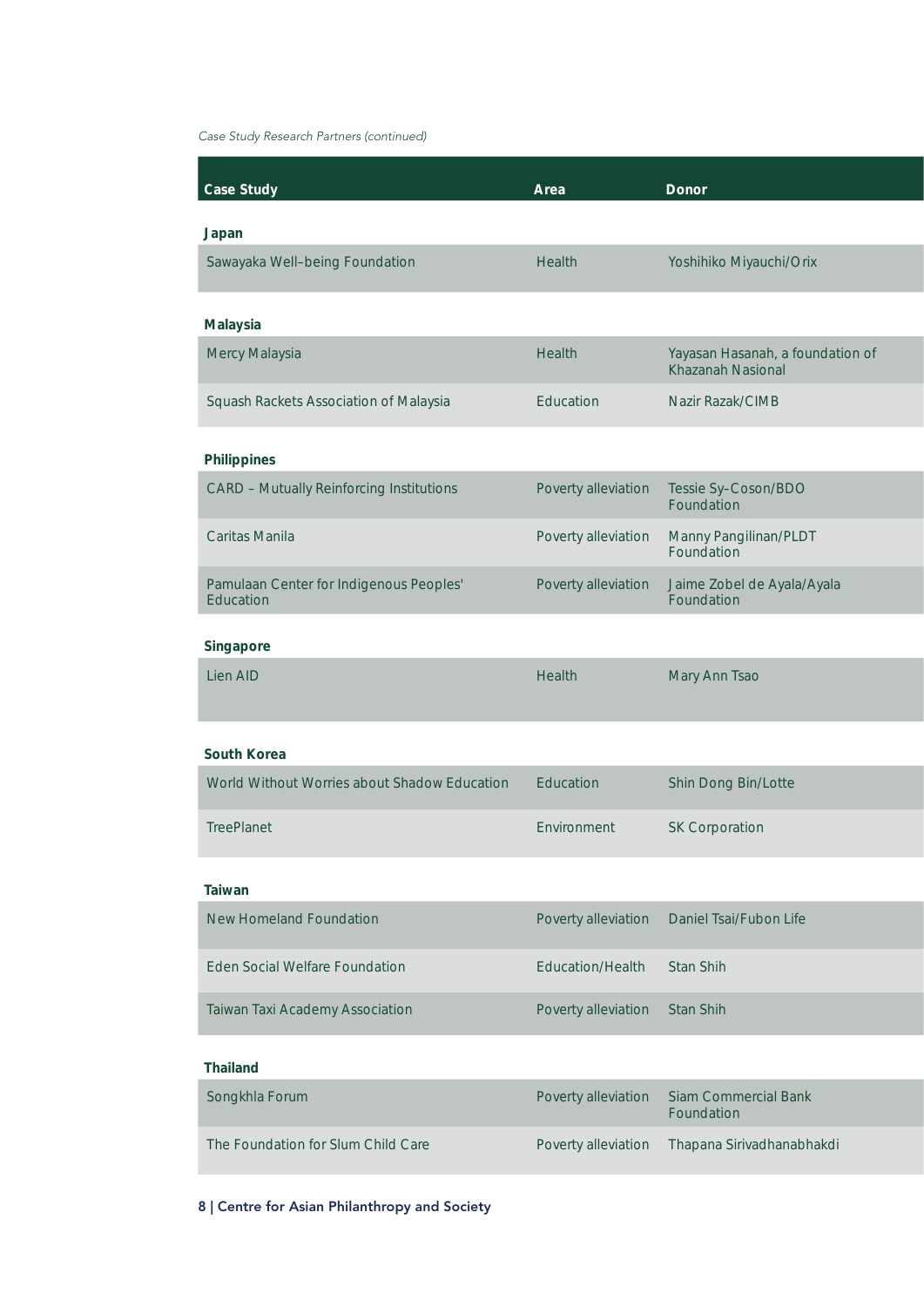*Case Study Research Partners (continued)*

| Case Study | Area | Donor |
|---|---|---|
| **Japan** | | |
| Sawayaka Well–being Foundation | Health | Yoshihiko Miyauchi/Orix |
| **Malaysia** | | |
| Mercy Malaysia | Health | Yayasan Hasanah, a foundation of Khazanah Nasional |
| Squash Rackets Association of Malaysia | Education | Nazir Razak/CIMB |
| **Philippines** | | |
| CARD – Mutually Reinforcing Institutions | Poverty alleviation | Tessie Sy–Coson/BDO Foundation |
| Caritas Manila | Poverty alleviation | Manny Pangilinan/PLDT Foundation |
| Pamulaan Center for Indigenous Peoples' Education | Poverty alleviation | Jaime Zobel de Ayala/Ayala Foundation |
| **Singapore** | | |
| Lien AID | Health | Mary Ann Tsao |
| **South Korea** | | |
| World Without Worries about Shadow Education | Education | Shin Dong Bin/Lotte |
| TreePlanet | Environment | SK Corporation |
| **Taiwan** | | |
| New Homeland Foundation | Poverty alleviation | Daniel Tsai/Fubon Life |
| Eden Social Welfare Foundation | Education/Health | Stan Shih |
| Taiwan Taxi Academy Association | Poverty alleviation | Stan Shih |
| **Thailand** | | |
| Songkhla Forum | Poverty alleviation | Siam Commercial Bank Foundation |
| The Foundation for Slum Child Care | Poverty alleviation | Thapana Sirivadhanabhakdi |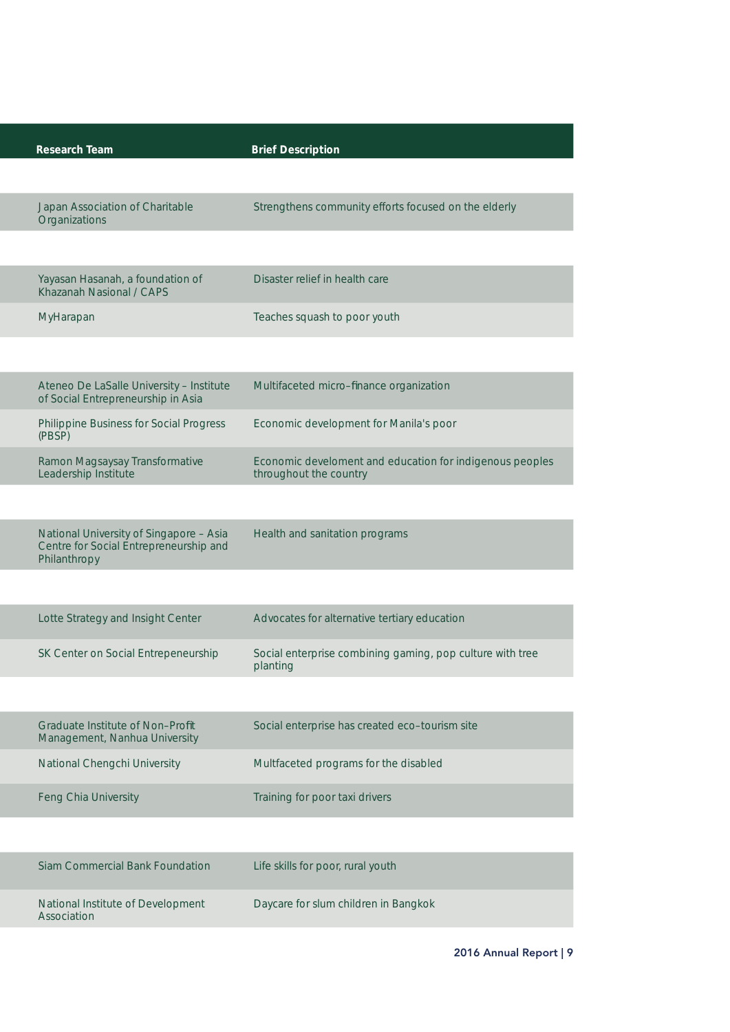| Research Team | Brief Description |
| --- | --- |
| Japan Association of Charitable Organizations | Strengthens community efforts focused on the elderly |
| Yayasan Hasanah, a foundation of Khazanah Nasional / CAPS | Disaster relief in health care |
| MyHarapan | Teaches squash to poor youth |
| Ateneo De LaSalle University – Institute of Social Entrepreneurship in Asia | Multifaceted micro–finance organization |
| Philippine Business for Social Progress (PBSP) | Economic development for Manila's poor |
| Ramon Magsaysay Transformative Leadership Institute | Economic develoment and education for indigenous peoples throughout the country |
| National University of Singapore – Asia Centre for Social Entrepreneurship and Philanthropy | Health and sanitation programs |
| Lotte Strategy and Insight Center | Advocates for alternative tertiary education |
| SK Center on Social Entrepeneurship | Social enterprise combining gaming, pop culture with tree planting |
| Graduate Institute of Non–Profit Management, Nanhua University | Social enterprise has created eco–tourism site |
| National Chengchi University | Multfaceted programs for the disabled |
| Feng Chia University | Training for poor taxi drivers |
| Siam Commercial Bank Foundation | Life skills for poor, rural youth |
| National Institute of Development Association | Daycare for slum children in Bangkok |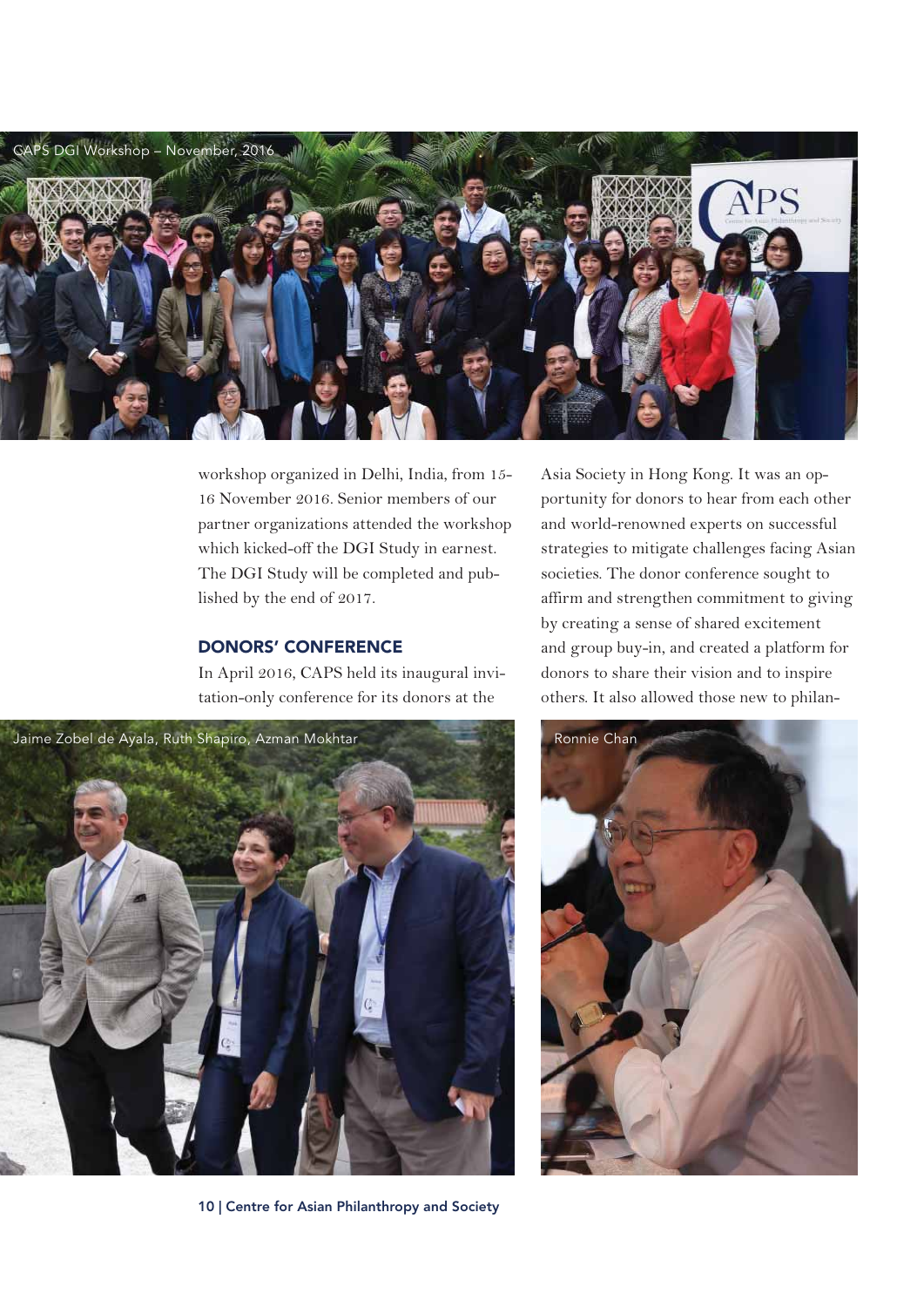CAPS DGI Workshop – November, 2016

workshop organized in Delhi, India, from 15-16 November 2016. Senior members of our partner organizations attended the workshop which kicked-off the DGI Study in earnest. The DGI Study will be completed and published by the end of 2017.

## DONORS' CONFERENCE

In April 2016, CAPS held its inaugural invitation-only conference for its donors at the Asia Society in Hong Kong. It was an opportunity for donors to hear from each other and world-renowned experts on successful strategies to mitigate challenges facing Asian societies. The donor conference sought to affirm and strengthen commitment to giving by creating a sense of shared excitement and group buy-in, and created a platform for donors to share their vision and to inspire others. It also allowed those new to philan-

Jaime Zobel de Ayala, Ruth Shapiro, Azman Mokhtar

Ronnie Chan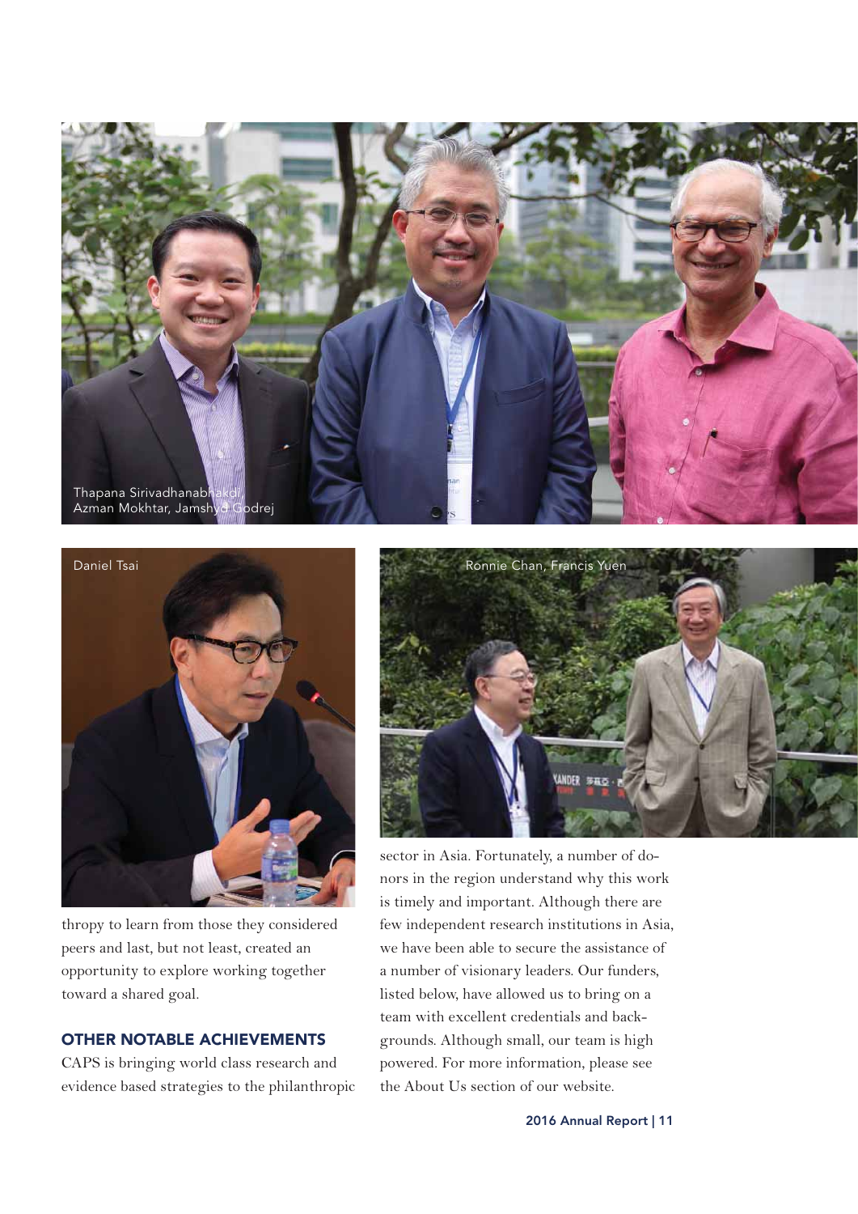Thapana Sirivadhanabhakdi, Azman Mokhtar, Jamshyd Godrej

Daniel Tsai

Ronnie Chan, Francis Yuen

thropy to learn from those they considered peers and last, but not least, created an opportunity to explore working together toward a shared goal.

### OTHER NOTABLE ACHIEVEMENTS

CAPS is bringing world class research and evidence based strategies to the philanthropic sector in Asia. Fortunately, a number of donors in the region understand why this work is timely and important. Although there are few independent research institutions in Asia, we have been able to secure the assistance of a number of visionary leaders. Our funders, listed below, have allowed us to bring on a team with excellent credentials and backgrounds. Although small, our team is high powered. For more information, please see the About Us section of our website.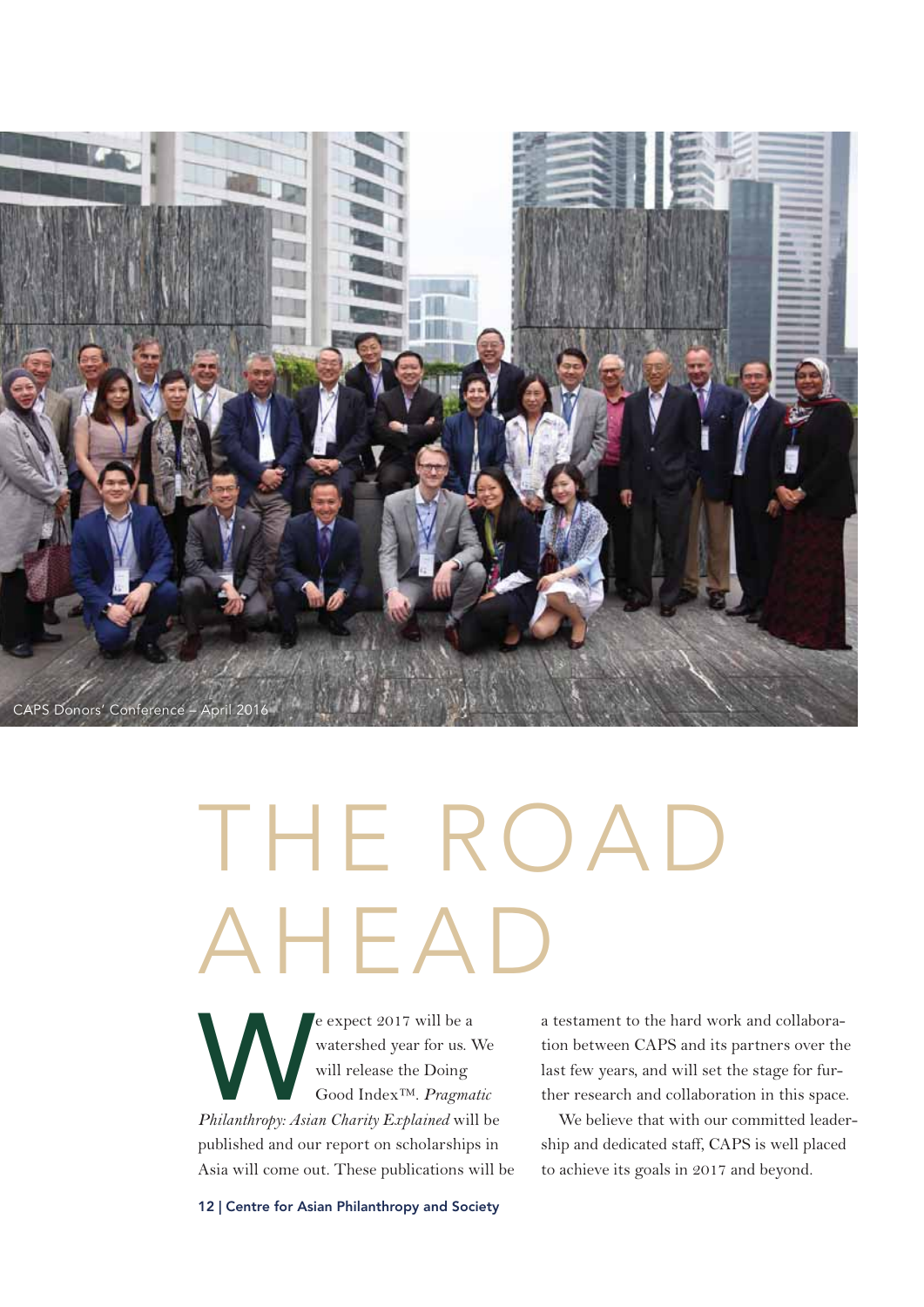CAPS Donors' Conference – April 2016

# THE ROAD AHEAD

We expect 2017 will be a watershed year for us. We will release the Doing Good Index™. *Pragmatic Philanthropy: Asian Charity Explained* will be published and our report on scholarships in Asia will come out. These publications will be a testament to the hard work and collaboration between CAPS and its partners over the last few years, and will set the stage for further research and collaboration in this space.

We believe that with our committed leadership and dedicated staff, CAPS is well placed to achieve its goals in 2017 and beyond.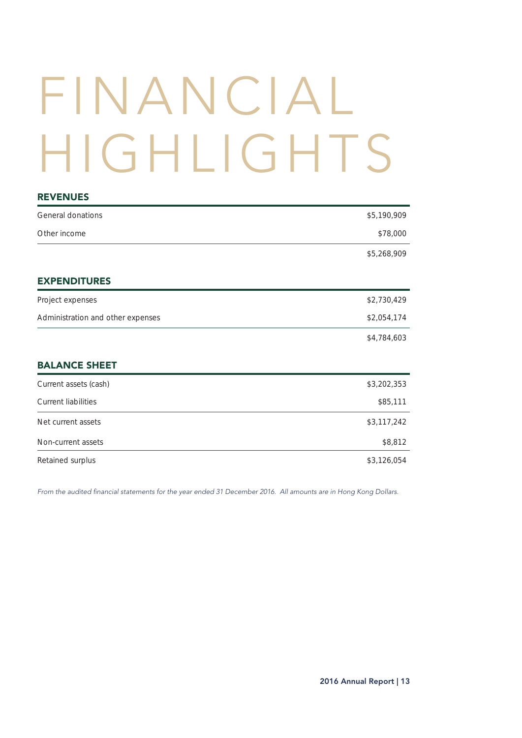# FINANCIAL HIGHLIGHTS

## REVENUES

| | |
|---|---|
| General donations | $5,190,909 |
| Other income | $78,000 |
| | $5,268,909 |

## EXPENDITURES

| | |
|---|---|
| Project expenses | $2,730,429 |
| Administration and other expenses | $2,054,174 |
| | $4,784,603 |

## BALANCE SHEET

| | |
|---|---|
| Current assets (cash) | $3,202,353 |
| Current liabilities | $85,111 |
| Net current assets | $3,117,242 |
| Non-current assets | $8,812 |
| Retained surplus | $3,126,054 |

*From the audited financial statements for the year ended 31 December 2016. All amounts are in Hong Kong Dollars.*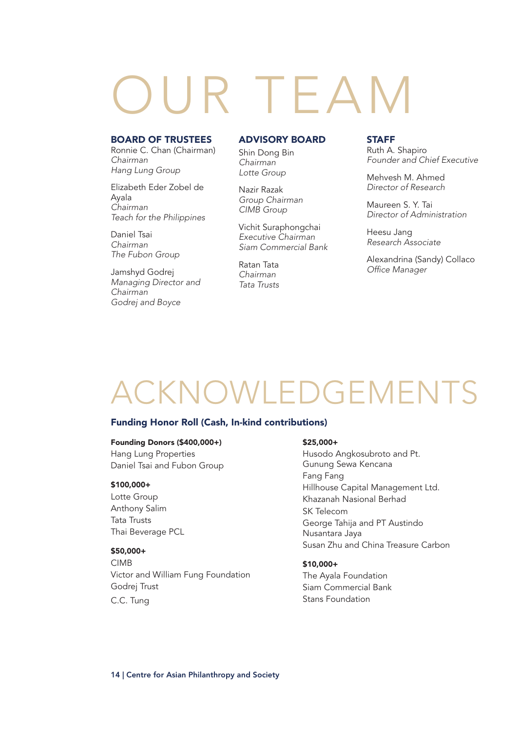# OUR TEAM

## BOARD OF TRUSTEES

Ronnie C. Chan (Chairman)
*Chairman*
*Hang Lung Group*

Elizabeth Eder Zobel de Ayala
*Chairman*
*Teach for the Philippines*

Daniel Tsai
*Chairman*
*The Fubon Group*

Jamshyd Godrej
*Managing Director and Chairman*
*Godrej and Boyce*

## ADVISORY BOARD

Shin Dong Bin
*Chairman*
*Lotte Group*

Nazir Razak
*Group Chairman*
*CIMB Group*

Vichit Suraphongchai
*Executive Chairman*
*Siam Commercial Bank*

Ratan Tata
*Chairman*
*Tata Trusts*

## STAFF

Ruth A. Shapiro
*Founder and Chief Executive*

Mehvesh M. Ahmed
*Director of Research*

Maureen S. Y. Tai
*Director of Administration*

Heesu Jang
*Research Associate*

Alexandrina (Sandy) Collaco
*Office Manager*

# ACKNOWLEDGEMENTS

## Funding Honor Roll (Cash, In-kind contributions)

**Founding Donors ($400,000+)**
Hang Lung Properties
Daniel Tsai and Fubon Group

**$100,000+**
Lotte Group
Anthony Salim
Tata Trusts
Thai Beverage PCL

**$50,000+**
CIMB
Victor and William Fung Foundation
Godrej Trust
C.C. Tung

**$25,000+**
Husodo Angkosubroto and Pt. Gunung Sewa Kencana
Fang Fang
Hillhouse Capital Management Ltd.
Khazanah Nasional Berhad
SK Telecom
George Tahija and PT Austindo Nusantara Jaya
Susan Zhu and China Treasure Carbon

**$10,000+**
The Ayala Foundation
Siam Commercial Bank
Stans Foundation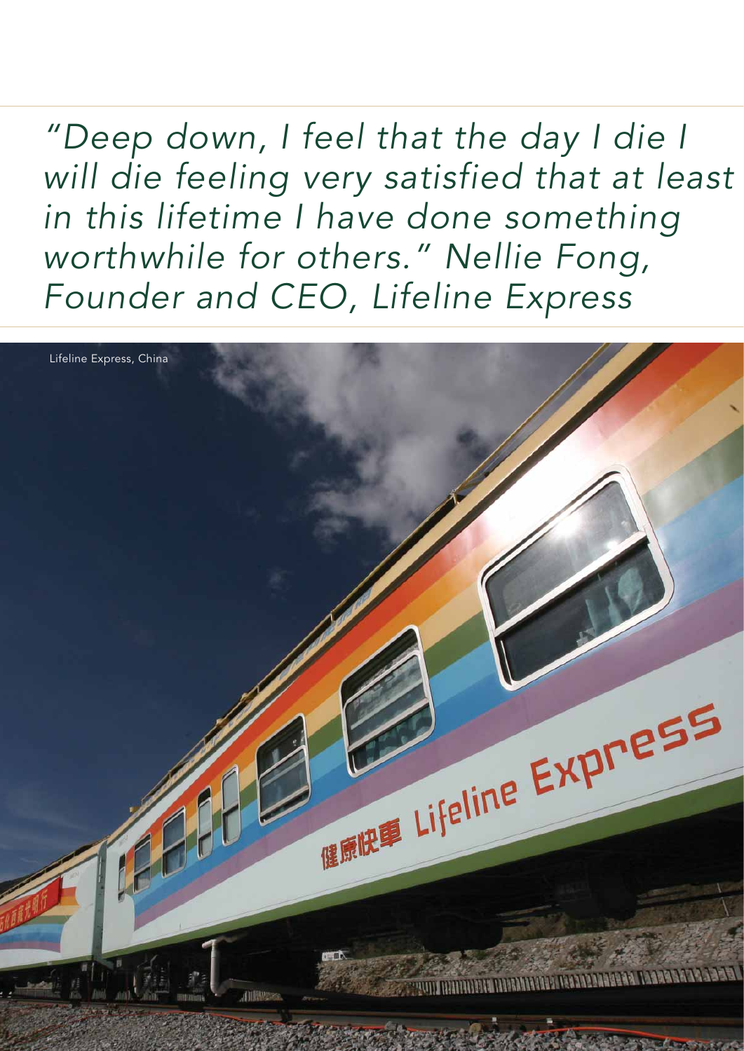*"Deep down, I feel that the day I die I will die feeling very satisfied that at least in this lifetime I have done something worthwhile for others." Nellie Fong, Founder and CEO, Lifeline Express*

Lifeline Express, China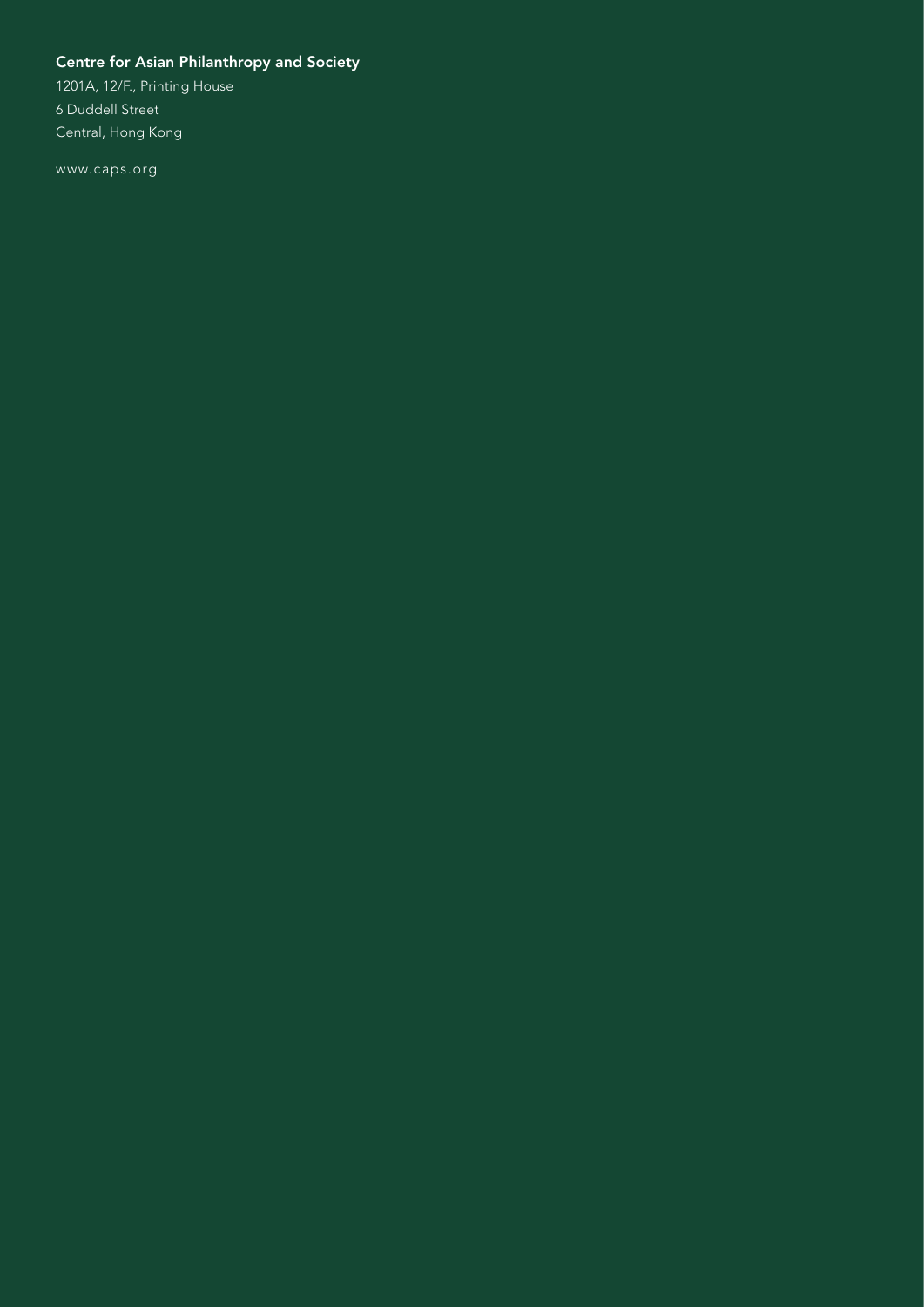**Centre for Asian Philanthropy and Society**

1201A, 12/F., Printing House
6 Duddell Street
Central, Hong Kong

www.caps.org